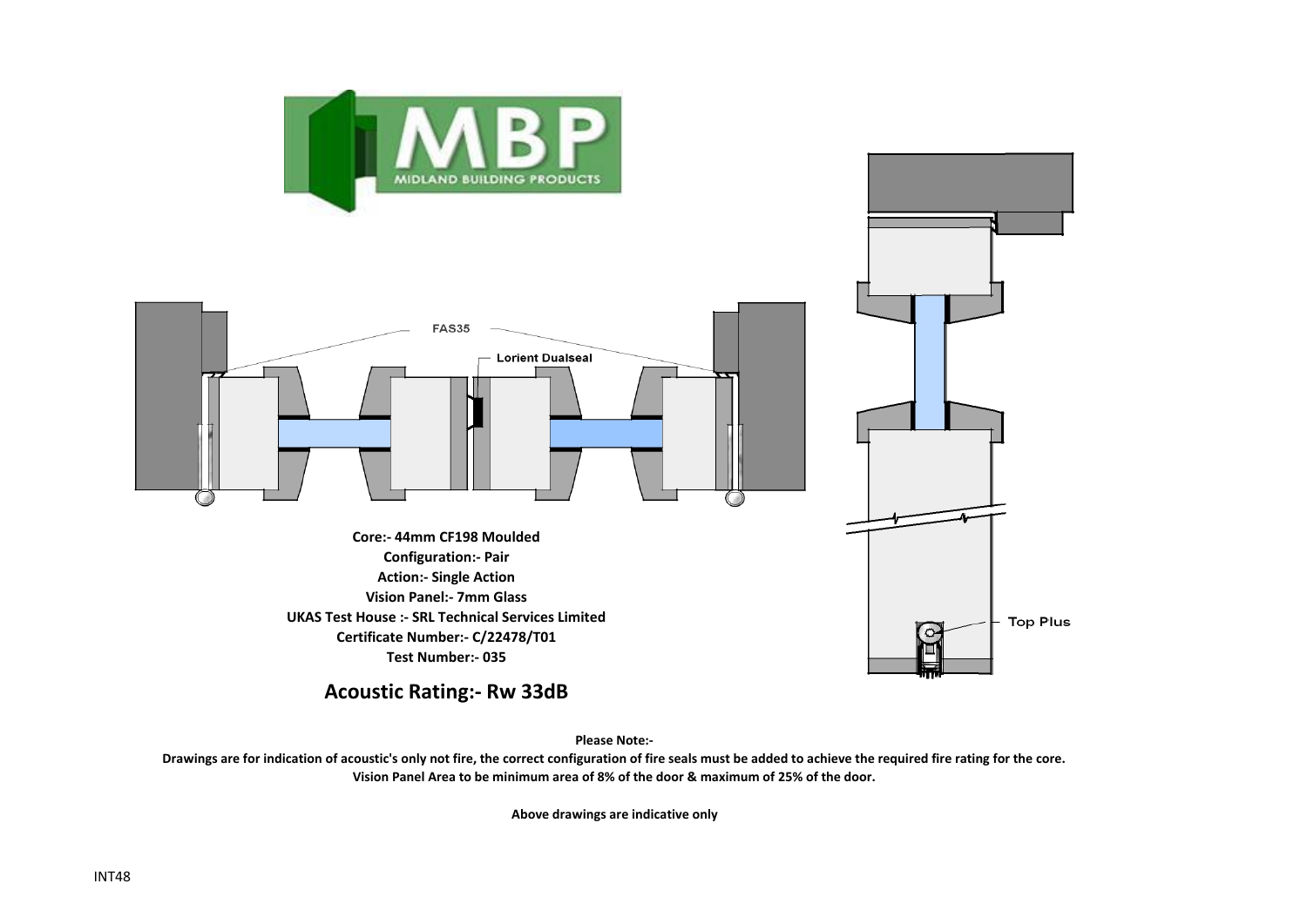FAS35

Lorient Dualseal

Top Plus

**Core:- 44mm CF198 Moulded**
**Configuration:- Pair**
**Action:- Single Action**
**Vision Panel:- 7mm Glass**
**UKAS Test House :- SRL Technical Services Limited**
**Certificate Number:- C/22478/T01**
**Test Number:- 035**

## Acoustic Rating:- Rw 33dB

**Please Note:-**

**Drawings are for indication of acoustic's only not fire, the correct configuration of fire seals must be added to achieve the required fire rating for the core.**
**Vision Panel Area to be minimum area of 8% of the door & maximum of 25% of the door.**

**Above drawings are indicative only**

INT48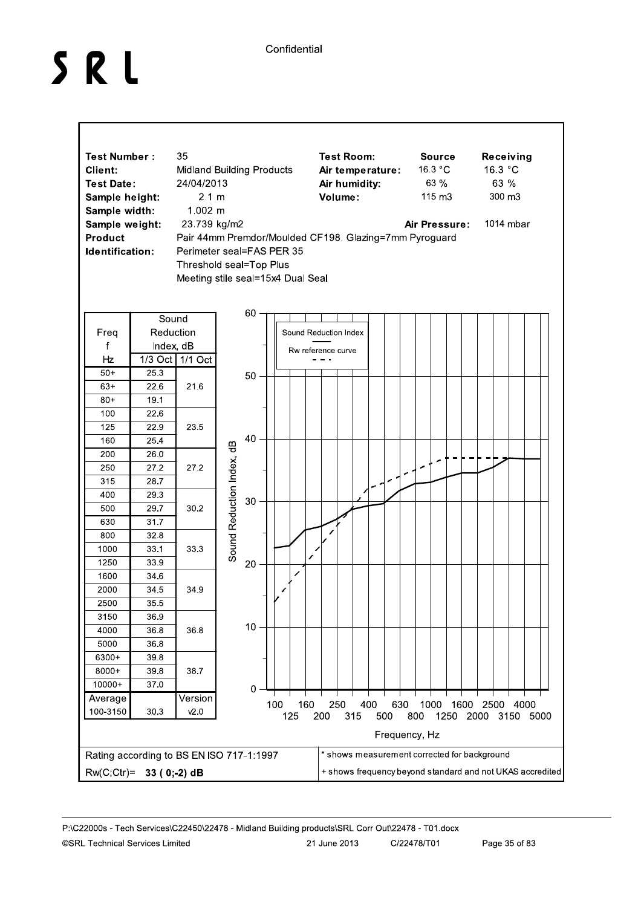# S R L

Confidential

| | | | | | |
|---|---|---|---|---|---|
| **Test Number :** | 35 | **Test Room:** | **Source** | **Receiving** |
| **Client:** | Midland Building Products | **Air temperature:** | 16.3 °C | 16.3 °C |
| **Test Date:** | 24/04/2013 | **Air humidity:** | 63 % | 63 % |
| **Sample height:** | 2.1 m | **Volume:** | 115 m3 | 300 m3 |
| **Sample width:** | 1.002 m | | | |
| **Sample weight:** | 23.739 kg/m2 | **Air Pressure:** | 1014 mbar | |

**Product Identification:** Pair 44mm Premdor/Moulded CF198. Glazing=7mm Pyroguard
Perimeter seal=FAS PER 35
Threshold seal=Top Plus
Meeting stile seal=15x4 Dual Seal

| Freq f Hz | Sound Reduction Index, dB 1/3 Oct | 1/1 Oct |
|---|---|---|
| 50+ | 25.3 | |
| 63+ | 22.6 | 21.6 |
| 80+ | 19.1 | |
| 100 | 22.6 | |
| 125 | 22.9 | 23.5 |
| 160 | 25.4 | |
| 200 | 26.0 | |
| 250 | 27.2 | 27.2 |
| 315 | 28.7 | |
| 400 | 29.3 | |
| 500 | 29.7 | 30.2 |
| 630 | 31.7 | |
| 800 | 32.8 | |
| 1000 | 33.1 | 33.3 |
| 1250 | 33.9 | |
| 1600 | 34.6 | |
| 2000 | 34.5 | 34.9 |
| 2500 | 35.5 | |
| 3150 | 36.9 | |
| 4000 | 36.8 | 36.8 |
| 5000 | 36.8 | |
| 6300+ | 39.8 | |
| 8000+ | 39.8 | 38.7 |
| 10000+ | 37.0 | |
| Average 100-3150 | 30.3 | Version v2.0 |

Sound Reduction Index
Rw reference curve

Sound Reduction Index, dB
0 10 20 30 40 50 60
100 125 160 200 250 315 400 500 630 800 1000 1250 1600 2000 2500 3150 4000 5000
Frequency, Hz

Rating according to BS EN ISO 717-1:1997
Rw(C;Ctr)= **33 ( 0;-2) dB**

\* shows measurement corrected for background
\+ shows frequency beyond standard and not UKAS accredited

P:\C22000s - Tech Services\C22450\22478 - Midland Building products\SRL Corr Out\22478 - T01.docx
©SRL Technical Services Limited 21 June 2013 C/22478/T01